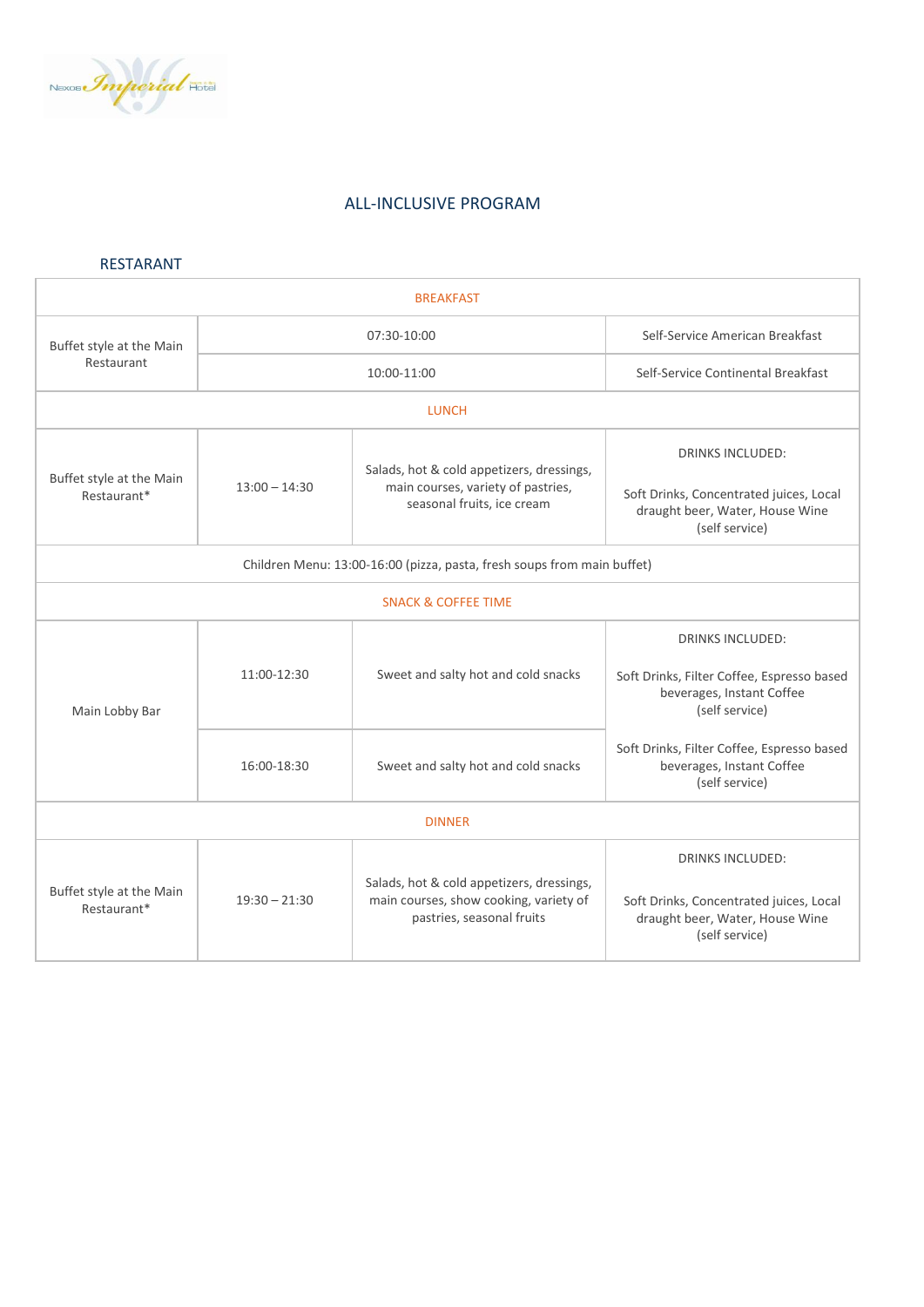## ALL-INCLUSIVE PROGRAM

### RESTARANT

| | | | |
|---|---|---|---|
| **BREAKFAST** | | | |
| Buffet style at the Main Restaurant | 07:30-10:00 | | Self-Service American Breakfast |
| | 10:00-11:00 | | Self-Service Continental Breakfast |
| **LUNCH** | | | |
| Buffet style at the Main Restaurant* | 13:00 – 14:30 | Salads, hot & cold appetizers, dressings, main courses, variety of pastries, seasonal fruits, ice cream | DRINKS INCLUDED: Soft Drinks, Concentrated juices, Local draught beer, Water, House Wine (self service) |
| Children Menu: 13:00-16:00 (pizza, pasta, fresh soups from main buffet) | | | |
| **SNACK & COFFEE TIME** | | | |
| Main Lobby Bar | 11:00-12:30 | Sweet and salty hot and cold snacks | DRINKS INCLUDED: Soft Drinks, Filter Coffee, Espresso based beverages, Instant Coffee (self service) |
| | 16:00-18:30 | Sweet and salty hot and cold snacks | Soft Drinks, Filter Coffee, Espresso based beverages, Instant Coffee (self service) |
| **DINNER** | | | |
| Buffet style at the Main Restaurant* | 19:30 – 21:30 | Salads, hot & cold appetizers, dressings, main courses, show cooking, variety of pastries, seasonal fruits | DRINKS INCLUDED: Soft Drinks, Concentrated juices, Local draught beer, Water, House Wine (self service) |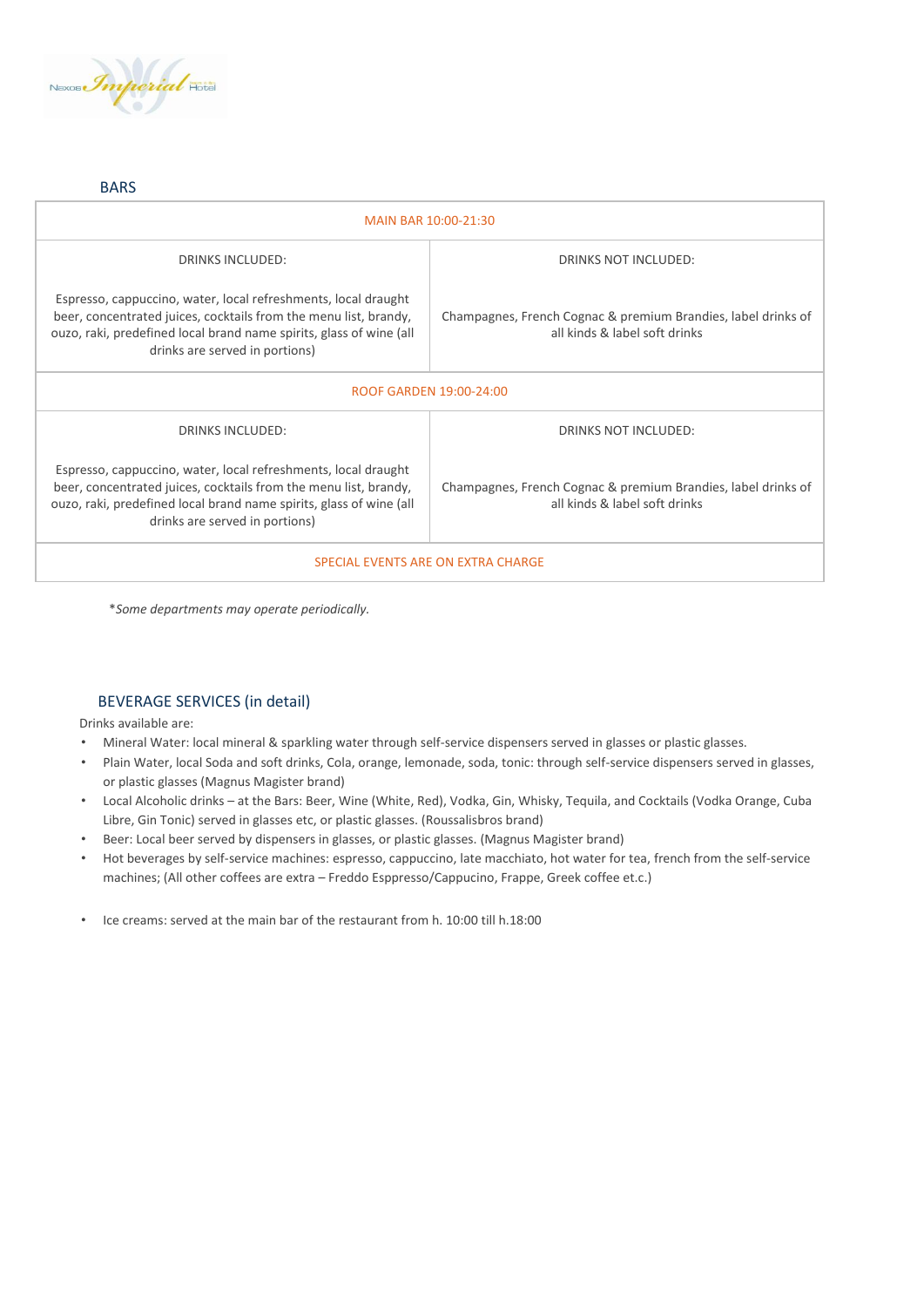## BARS

| MAIN BAR 10:00-21:30 | |
|---|---|
| DRINKS INCLUDED:<br><br>Espresso, cappuccino, water, local refreshments, local draught beer, concentrated juices, cocktails from the menu list, brandy, ouzo, raki, predefined local brand name spirits, glass of wine (all drinks are served in portions) | DRINKS NOT INCLUDED:<br><br>Champagnes, French Cognac & premium Brandies, label drinks of all kinds & label soft drinks |
| **ROOF GARDEN 19:00-24:00** | |
| DRINKS INCLUDED:<br><br>Espresso, cappuccino, water, local refreshments, local draught beer, concentrated juices, cocktails from the menu list, brandy, ouzo, raki, predefined local brand name spirits, glass of wine (all drinks are served in portions) | DRINKS NOT INCLUDED:<br><br>Champagnes, French Cognac & premium Brandies, label drinks of all kinds & label soft drinks |
| **SPECIAL EVENTS ARE ON EXTRA CHARGE** | |

*\*Some departments may operate periodically.*

## BEVERAGE SERVICES (in detail)

Drinks available are:

- Mineral Water: local mineral & sparkling water through self-service dispensers served in glasses or plastic glasses.
- Plain Water, local Soda and soft drinks, Cola, orange, lemonade, soda, tonic: through self-service dispensers served in glasses, or plastic glasses (Magnus Magister brand)
- Local Alcoholic drinks – at the Bars: Beer, Wine (White, Red), Vodka, Gin, Whisky, Tequila, and Cocktails (Vodka Orange, Cuba Libre, Gin Tonic) served in glasses etc, or plastic glasses. (Roussalisbros brand)
- Beer: Local beer served by dispensers in glasses, or plastic glasses. (Magnus Magister brand)
- Hot beverages by self-service machines: espresso, cappuccino, late macchiato, hot water for tea, french from the self-service machines; (All other coffees are extra – Freddo Esppresso/Cappucino, Frappe, Greek coffee et.c.)

- Ice creams: served at the main bar of the restaurant from h. 10:00 till h.18:00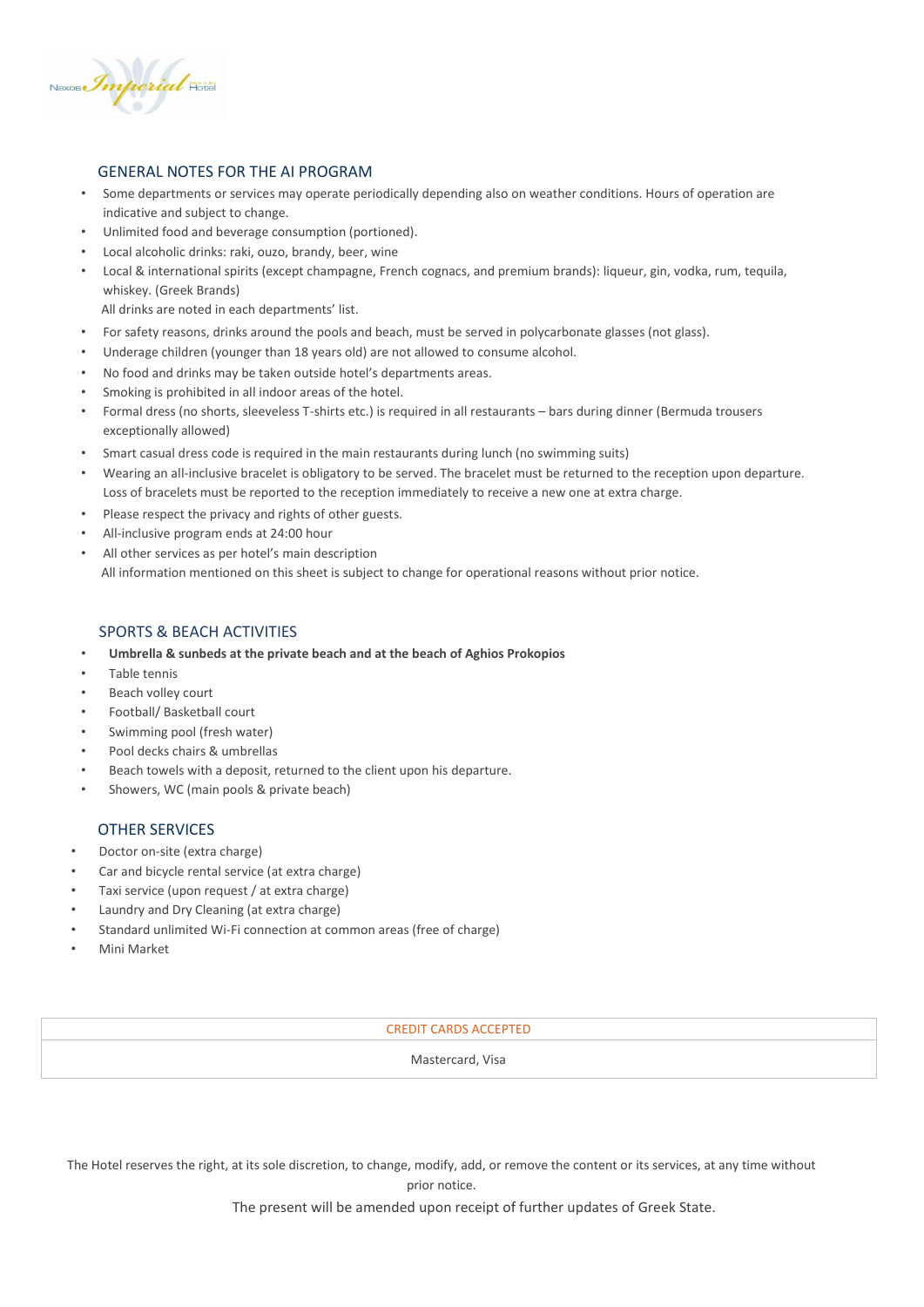## GENERAL NOTES FOR THE AI PROGRAM

- Some departments or services may operate periodically depending also on weather conditions. Hours of operation are indicative and subject to change.
- Unlimited food and beverage consumption (portioned).
- Local alcoholic drinks: raki, ouzo, brandy, beer, wine
- Local & international spirits (except champagne, French cognacs, and premium brands): liqueur, gin, vodka, rum, tequila, whiskey. (Greek Brands)
  All drinks are noted in each departments' list.
- For safety reasons, drinks around the pools and beach, must be served in polycarbonate glasses (not glass).
- Underage children (younger than 18 years old) are not allowed to consume alcohol.
- No food and drinks may be taken outside hotel's departments areas.
- Smoking is prohibited in all indoor areas of the hotel.
- Formal dress (no shorts, sleeveless T-shirts etc.) is required in all restaurants – bars during dinner (Bermuda trousers exceptionally allowed)
- Smart casual dress code is required in the main restaurants during lunch (no swimming suits)
- Wearing an all-inclusive bracelet is obligatory to be served. The bracelet must be returned to the reception upon departure. Loss of bracelets must be reported to the reception immediately to receive a new one at extra charge.
- Please respect the privacy and rights of other guests.
- All-inclusive program ends at 24:00 hour
- All other services as per hotel's main description
  All information mentioned on this sheet is subject to change for operational reasons without prior notice.

## SPORTS & BEACH ACTIVITIES

- **Umbrella & sunbeds at the private beach and at the beach of Aghios Prokopios**
- Table tennis
- Beach volley court
- Football/ Basketball court
- Swimming pool (fresh water)
- Pool decks chairs & umbrellas
- Beach towels with a deposit, returned to the client upon his departure.
- Showers, WC (main pools & private beach)

## OTHER SERVICES

- Doctor on-site (extra charge)
- Car and bicycle rental service (at extra charge)
- Taxi service (upon request / at extra charge)
- Laundry and Dry Cleaning (at extra charge)
- Standard unlimited Wi-Fi connection at common areas (free of charge)
- Mini Market

| CREDIT CARDS ACCEPTED |
| --- |
| Mastercard, Visa |

The Hotel reserves the right, at its sole discretion, to change, modify, add, or remove the content or its services, at any time without prior notice.

The present will be amended upon receipt of further updates of Greek State.